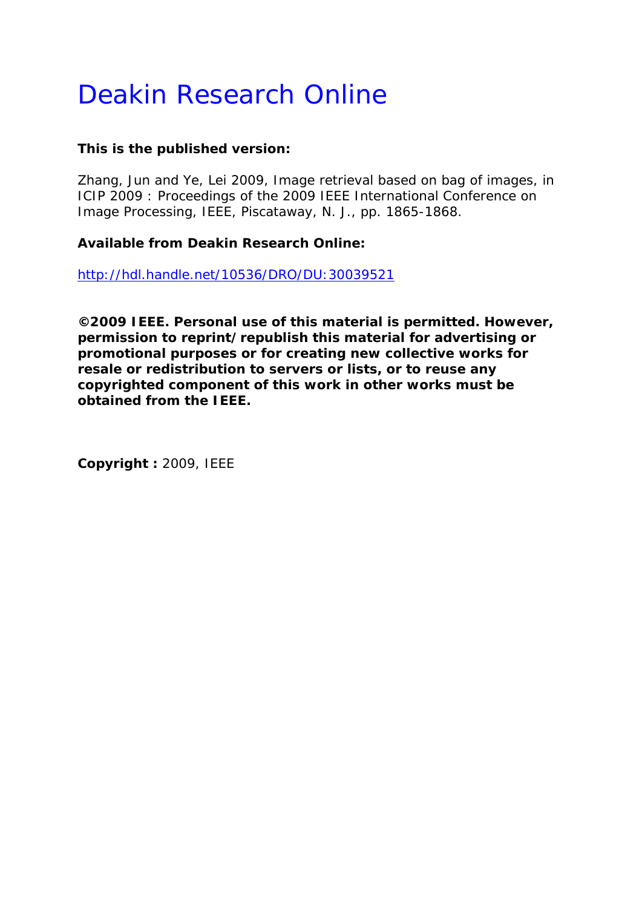# Deakin Research Online

**This is the published version:**

Zhang, Jun and Ye, Lei 2009, Image retrieval based on bag of images, in ICIP 2009 : Proceedings of the 2009 IEEE International Conference on Image Processing, IEEE, Piscataway, N. J., pp. 1865-1868.

**Available from Deakin Research Online:**

http://hdl.handle.net/10536/DRO/DU:30039521

**©2009 IEEE. Personal use of this material is permitted. However, permission to reprint/republish this material for advertising or promotional purposes or for creating new collective works for resale or redistribution to servers or lists, or to reuse any copyrighted component of this work in other works must be obtained from the IEEE.**

**Copyright :** 2009, IEEE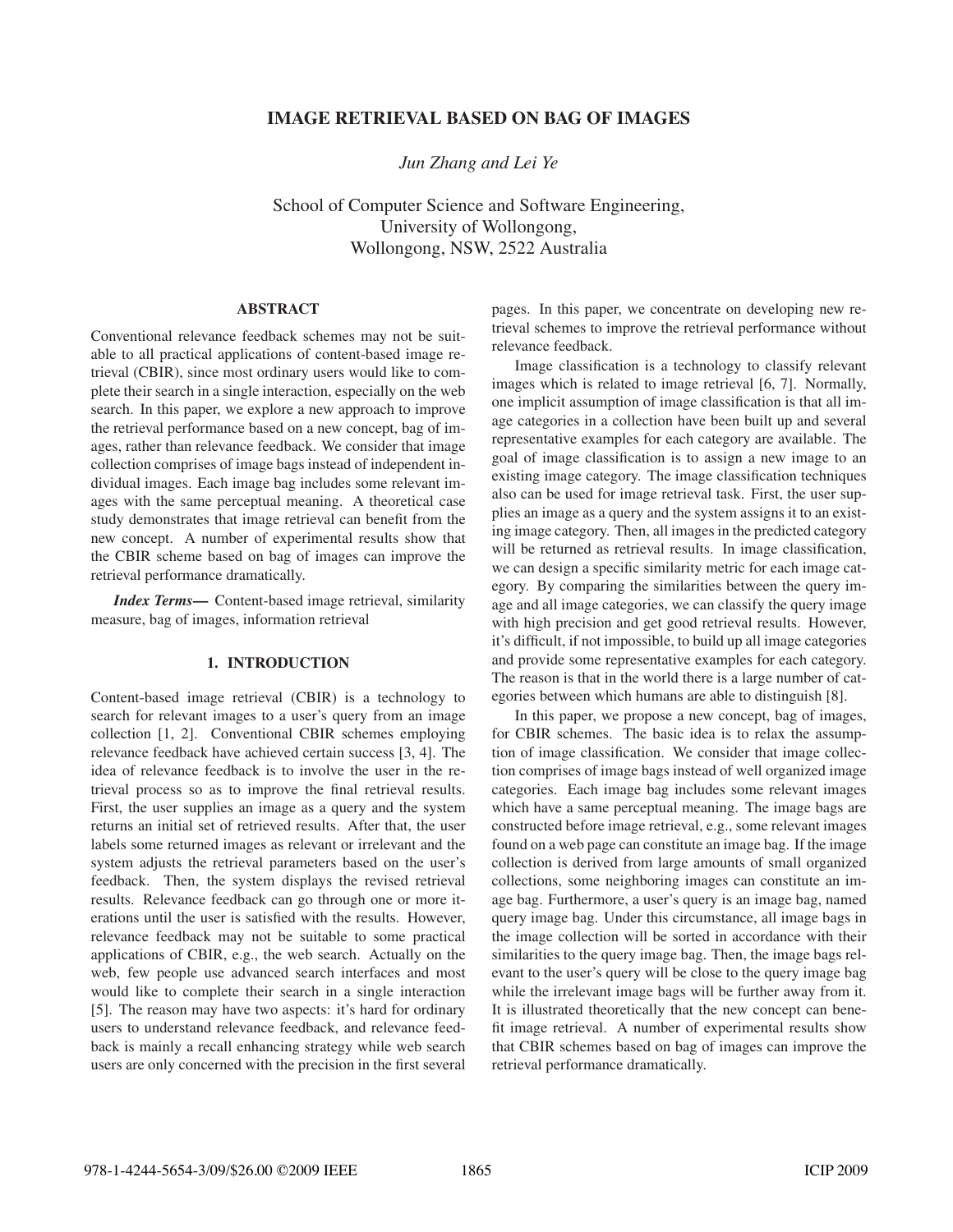# IMAGE RETRIEVAL BASED ON BAG OF IMAGES

*Jun Zhang and Lei Ye*

School of Computer Science and Software Engineering,
University of Wollongong,
Wollongong, NSW, 2522 Australia

## ABSTRACT

Conventional relevance feedback schemes may not be suitable to all practical applications of content-based image retrieval (CBIR), since most ordinary users would like to complete their search in a single interaction, especially on the web search. In this paper, we explore a new approach to improve the retrieval performance based on a new concept, bag of images, rather than relevance feedback. We consider that image collection comprises of image bags instead of independent individual images. Each image bag includes some relevant images with the same perceptual meaning. A theoretical case study demonstrates that image retrieval can benefit from the new concept. A number of experimental results show that the CBIR scheme based on bag of images can improve the retrieval performance dramatically.

***Index Terms—*** Content-based image retrieval, similarity measure, bag of images, information retrieval

## 1. INTRODUCTION

Content-based image retrieval (CBIR) is a technology to search for relevant images to a user's query from an image collection [1, 2]. Conventional CBIR schemes employing relevance feedback have achieved certain success [3, 4]. The idea of relevance feedback is to involve the user in the retrieval process so as to improve the final retrieval results. First, the user supplies an image as a query and the system returns an initial set of retrieved results. After that, the user labels some returned images as relevant or irrelevant and the system adjusts the retrieval parameters based on the user's feedback. Then, the system displays the revised retrieval results. Relevance feedback can go through one or more iterations until the user is satisfied with the results. However, relevance feedback may not be suitable to some practical applications of CBIR, e.g., the web search. Actually on the web, few people use advanced search interfaces and most would like to complete their search in a single interaction [5]. The reason may have two aspects: it's hard for ordinary users to understand relevance feedback, and relevance feedback is mainly a recall enhancing strategy while web search users are only concerned with the precision in the first several pages. In this paper, we concentrate on developing new retrieval schemes to improve the retrieval performance without relevance feedback.

Image classification is a technology to classify relevant images which is related to image retrieval [6, 7]. Normally, one implicit assumption of image classification is that all image categories in a collection have been built up and several representative examples for each category are available. The goal of image classification is to assign a new image to an existing image category. The image classification techniques also can be used for image retrieval task. First, the user supplies an image as a query and the system assigns it to an existing image category. Then, all images in the predicted category will be returned as retrieval results. In image classification, we can design a specific similarity metric for each image category. By comparing the similarities between the query image and all image categories, we can classify the query image with high precision and get good retrieval results. However, it's difficult, if not impossible, to build up all image categories and provide some representative examples for each category. The reason is that in the world there is a large number of categories between which humans are able to distinguish [8].

In this paper, we propose a new concept, bag of images, for CBIR schemes. The basic idea is to relax the assumption of image classification. We consider that image collection comprises of image bags instead of well organized image categories. Each image bag includes some relevant images which have a same perceptual meaning. The image bags are constructed before image retrieval, e.g., some relevant images found on a web page can constitute an image bag. If the image collection is derived from large amounts of small organized collections, some neighboring images can constitute an image bag. Furthermore, a user's query is an image bag, named query image bag. Under this circumstance, all image bags in the image collection will be sorted in accordance with their similarities to the query image bag. Then, the image bags relevant to the user's query will be close to the query image bag while the irrelevant image bags will be further away from it. It is illustrated theoretically that the new concept can benefit image retrieval. A number of experimental results show that CBIR schemes based on bag of images can improve the retrieval performance dramatically.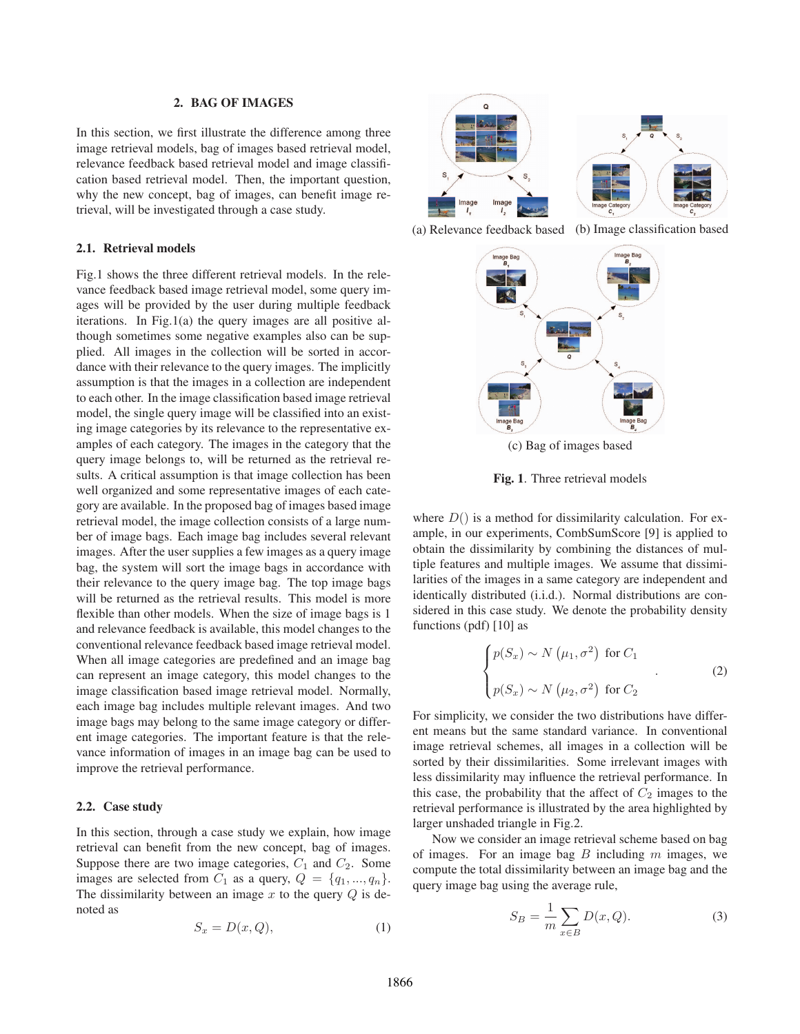## 2. BAG OF IMAGES

In this section, we first illustrate the difference among three image retrieval models, bag of images based retrieval model, relevance feedback based retrieval model and image classification based retrieval model. Then, the important question, why the new concept, bag of images, can benefit image retrieval, will be investigated through a case study.

### 2.1. Retrieval models

Fig.1 shows the three different retrieval models. In the relevance feedback based image retrieval model, some query images will be provided by the user during multiple feedback iterations. In Fig.1(a) the query images are all positive although sometimes some negative examples also can be supplied. All images in the collection will be sorted in accordance with their relevance to the query images. The implicitly assumption is that the images in a collection are independent to each other. In the image classification based image retrieval model, the single query image will be classified into an existing image categories by its relevance to the representative examples of each category. The images in the category that the query image belongs to, will be returned as the retrieval results. A critical assumption is that image collection has been well organized and some representative images of each category are available. In the proposed bag of images based image retrieval model, the image collection consists of a large number of image bags. Each image bag includes several relevant images. After the user supplies a few images as a query image bag, the system will sort the image bags in accordance with their relevance to the query image bag. The top image bags will be returned as the retrieval results. This model is more flexible than other models. When the size of image bags is 1 and relevance feedback is available, this model changes to the conventional relevance feedback based image retrieval model. When all image categories are predefined and an image bag can represent an image category, this model changes to the image classification based image retrieval model. Normally, each image bag includes multiple relevant images. And two image bags may belong to the same image category or different image categories. The important feature is that the relevance information of images in an image bag can be used to improve the retrieval performance.

### 2.2. Case study

In this section, through a case study we explain, how image retrieval can benefit from the new concept, bag of images. Suppose there are two image categories, $C_1$ and $C_2$. Some images are selected from $C_1$ as a query, $Q = \{q_1, ..., q_n\}$. The dissimilarity between an image $x$ to the query $Q$ is denoted as

$$S_x = D(x, Q), \tag{1}$$

(a) Relevance feedback based (b) Image classification based

(c) Bag of images based

**Fig. 1**. Three retrieval models

where $D()$ is a method for dissimilarity calculation. For example, in our experiments, CombSumScore [9] is applied to obtain the dissimilarity by combining the distances of multiple features and multiple images. We assume that dissimilarities of the images in a same category are independent and identically distributed (i.i.d.). Normal distributions are considered in this case study. We denote the probability density functions (pdf) [10] as

$$\begin{cases} p(S_x) \sim N\left(\mu_1, \sigma^2\right) \text{ for } C_1 \\ p(S_x) \sim N\left(\mu_2, \sigma^2\right) \text{ for } C_2 \end{cases}. \tag{2}$$

For simplicity, we consider the two distributions have different means but the same standard variance. In conventional image retrieval schemes, all images in a collection will be sorted by their dissimilarities. Some irrelevant images with less dissimilarity may influence the retrieval performance. In this case, the probability that the affect of $C_2$ images to the retrieval performance is illustrated by the area highlighted by larger unshaded triangle in Fig.2.

Now we consider an image retrieval scheme based on bag of images. For an image bag $B$ including $m$ images, we compute the total dissimilarity between an image bag and the query image bag using the average rule,

$$S_B = \frac{1}{m} \sum_{x \in B} D(x, Q). \tag{3}$$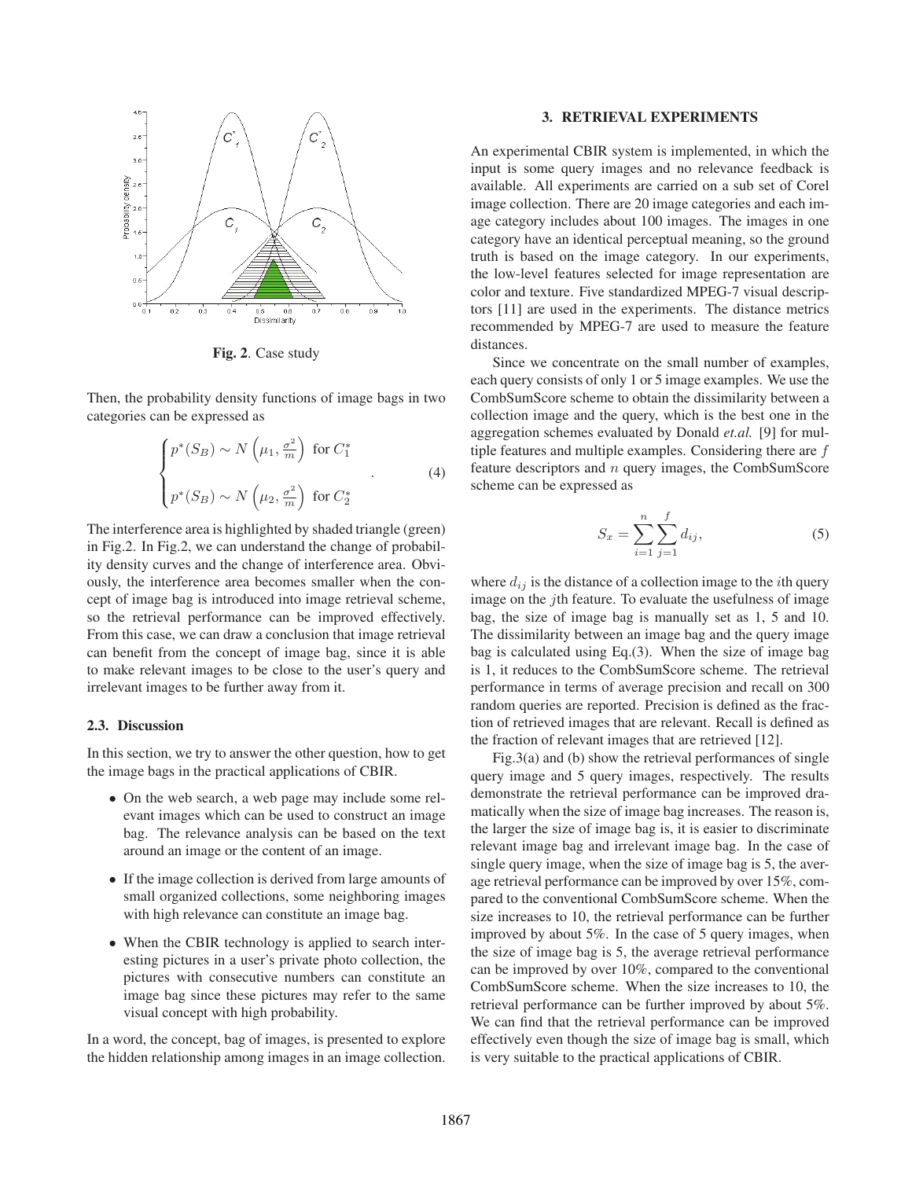**Fig. 2**. Case study

Then, the probability density functions of image bags in two categories can be expressed as

$$
\begin{cases} p^*(S_B) \sim N\left(\mu_1, \frac{\sigma^2}{m}\right) \text{ for } C_1^* \\ \\ p^*(S_B) \sim N\left(\mu_2, \frac{\sigma^2}{m}\right) \text{ for } C_2^* \end{cases} . \quad (4)
$$

The interference area is highlighted by shaded triangle (green) in Fig.2. In Fig.2, we can understand the change of probability density curves and the change of interference area. Obviously, the interference area becomes smaller when the concept of image bag is introduced into image retrieval scheme, so the retrieval performance can be improved effectively. From this case, we can draw a conclusion that image retrieval can benefit from the concept of image bag, since it is able to make relevant images to be close to the user's query and irrelevant images to be further away from it.

### 2.3. Discussion

In this section, we try to answer the other question, how to get the image bags in the practical applications of CBIR.

- On the web search, a web page may include some relevant images which can be used to construct an image bag. The relevance analysis can be based on the text around an image or the content of an image.
- If the image collection is derived from large amounts of small organized collections, some neighboring images with high relevance can constitute an image bag.
- When the CBIR technology is applied to search interesting pictures in a user's private photo collection, the pictures with consecutive numbers can constitute an image bag since these pictures may refer to the same visual concept with high probability.

In a word, the concept, bag of images, is presented to explore the hidden relationship among images in an image collection.

## 3. RETRIEVAL EXPERIMENTS

An experimental CBIR system is implemented, in which the input is some query images and no relevance feedback is available. All experiments are carried on a sub set of Corel image collection. There are 20 image categories and each image category includes about 100 images. The images in one category have an identical perceptual meaning, so the ground truth is based on the image category. In our experiments, the low-level features selected for image representation are color and texture. Five standardized MPEG-7 visual descriptors [11] are used in the experiments. The distance metrics recommended by MPEG-7 are used to measure the feature distances.

Since we concentrate on the small number of examples, each query consists of only 1 or 5 image examples. We use the CombSumScore scheme to obtain the dissimilarity between a collection image and the query, which is the best one in the aggregation schemes evaluated by Donald *et.al.* [9] for multiple features and multiple examples. Considering there are $f$ feature descriptors and $n$ query images, the CombSumScore scheme can be expressed as

$$
S_x = \sum_{i=1}^{n} \sum_{j=1}^{f} d_{ij}, \quad (5)
$$

where $d_{ij}$ is the distance of a collection image to the $i$th query image on the $j$th feature. To evaluate the usefulness of image bag, the size of image bag is manually set as 1, 5 and 10. The dissimilarity between an image bag and the query image bag is calculated using Eq.(3). When the size of image bag is 1, it reduces to the CombSumScore scheme. The retrieval performance in terms of average precision and recall on 300 random queries are reported. Precision is defined as the fraction of retrieved images that are relevant. Recall is defined as the fraction of relevant images that are retrieved [12].

Fig.3(a) and (b) show the retrieval performances of single query image and 5 query images, respectively. The results demonstrate the retrieval performance can be improved dramatically when the size of image bag increases. The reason is, the larger the size of image bag is, it is easier to discriminate relevant image bag and irrelevant image bag. In the case of single query image, when the size of image bag is 5, the average retrieval performance can be improved by over 15%, compared to the conventional CombSumScore scheme. When the size increases to 10, the retrieval performance can be further improved by about 5%. In the case of 5 query images, when the size of image bag is 5, the average retrieval performance can be improved by over 10%, compared to the conventional CombSumScore scheme. When the size increases to 10, the retrieval performance can be further improved by about 5%. We can find that the retrieval performance can be improved effectively even though the size of image bag is small, which is very suitable to the practical applications of CBIR.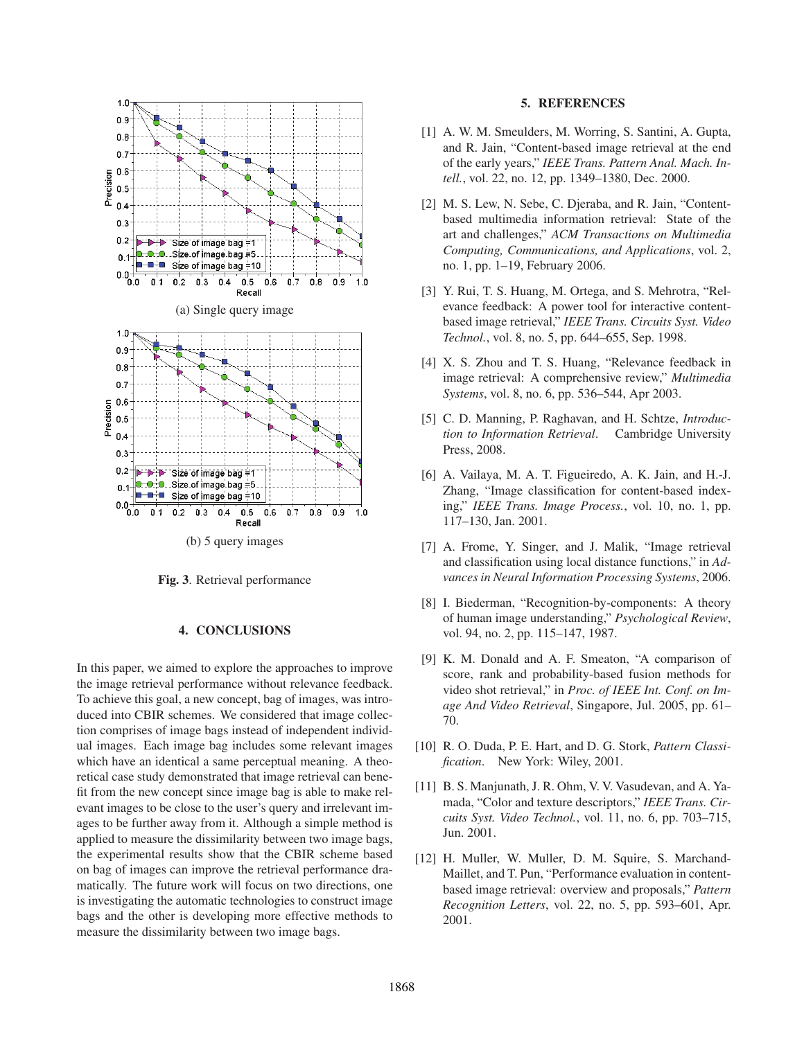1.0
0.9
0.8
0.7
0.6
0.5
0.4
0.3
0.2
0.1
0.0
Precision
0.0 0.1 0.2 0.3 0.4 0.5 0.6 0.7 0.8 0.9 1.0
Recall
Size of image bag =1
Size of image bag =5
Size of image bag =10

(a) Single query image

1.0
0.9
0.8
0.7
0.6
0.5
0.4
0.3
0.2
0.1
0.0
Precision
0.0 0.1 0.2 0.3 0.4 0.5 0.6 0.7 0.8 0.9 1.0
Recall
Size of image bag =1
Size of image bag =5
Size of image bag =10

(b) 5 query images

**Fig. 3**. Retrieval performance

## 4. CONCLUSIONS

In this paper, we aimed to explore the approaches to improve the image retrieval performance without relevance feedback. To achieve this goal, a new concept, bag of images, was introduced into CBIR schemes. We considered that image collection comprises of image bags instead of independent individual images. Each image bag includes some relevant images which have an identical a same perceptual meaning. A theoretical case study demonstrated that image retrieval can benefit from the new concept since image bag is able to make relevant images to be close to the user's query and irrelevant images to be further away from it. Although a simple method is applied to measure the dissimilarity between two image bags, the experimental results show that the CBIR scheme based on bag of images can improve the retrieval performance dramatically. The future work will focus on two directions, one is investigating the automatic technologies to construct image bags and the other is developing more effective methods to measure the dissimilarity between two image bags.

## 5. REFERENCES

[1] A. W. M. Smeulders, M. Worring, S. Santini, A. Gupta, and R. Jain, "Content-based image retrieval at the end of the early years," *IEEE Trans. Pattern Anal. Mach. Intell.*, vol. 22, no. 12, pp. 1349–1380, Dec. 2000.

[2] M. S. Lew, N. Sebe, C. Djeraba, and R. Jain, "Content-based multimedia information retrieval: State of the art and challenges," *ACM Transactions on Multimedia Computing, Communications, and Applications*, vol. 2, no. 1, pp. 1–19, February 2006.

[3] Y. Rui, T. S. Huang, M. Ortega, and S. Mehrotra, "Relevance feedback: A power tool for interactive content-based image retrieval," *IEEE Trans. Circuits Syst. Video Technol.*, vol. 8, no. 5, pp. 644–655, Sep. 1998.

[4] X. S. Zhou and T. S. Huang, "Relevance feedback in image retrieval: A comprehensive review," *Multimedia Systems*, vol. 8, no. 6, pp. 536–544, Apr 2003.

[5] C. D. Manning, P. Raghavan, and H. Schtze, *Introduction to Information Retrieval*. Cambridge University Press, 2008.

[6] A. Vailaya, M. A. T. Figueiredo, A. K. Jain, and H.-J. Zhang, "Image classification for content-based indexing," *IEEE Trans. Image Process.*, vol. 10, no. 1, pp. 117–130, Jan. 2001.

[7] A. Frome, Y. Singer, and J. Malik, "Image retrieval and classification using local distance functions," in *Advances in Neural Information Processing Systems*, 2006.

[8] I. Biederman, "Recognition-by-components: A theory of human image understanding," *Psychological Review*, vol. 94, no. 2, pp. 115–147, 1987.

[9] K. M. Donald and A. F. Smeaton, "A comparison of score, rank and probability-based fusion methods for video shot retrieval," in *Proc. of IEEE Int. Conf. on Image And Video Retrieval*, Singapore, Jul. 2005, pp. 61–70.

[10] R. O. Duda, P. E. Hart, and D. G. Stork, *Pattern Classification*. New York: Wiley, 2001.

[11] B. S. Manjunath, J. R. Ohm, V. V. Vasudevan, and A. Yamada, "Color and texture descriptors," *IEEE Trans. Circuits Syst. Video Technol.*, vol. 11, no. 6, pp. 703–715, Jun. 2001.

[12] H. Muller, W. Muller, D. M. Squire, S. Marchand-Maillet, and T. Pun, "Performance evaluation in content-based image retrieval: overview and proposals," *Pattern Recognition Letters*, vol. 22, no. 5, pp. 593–601, Apr. 2001.